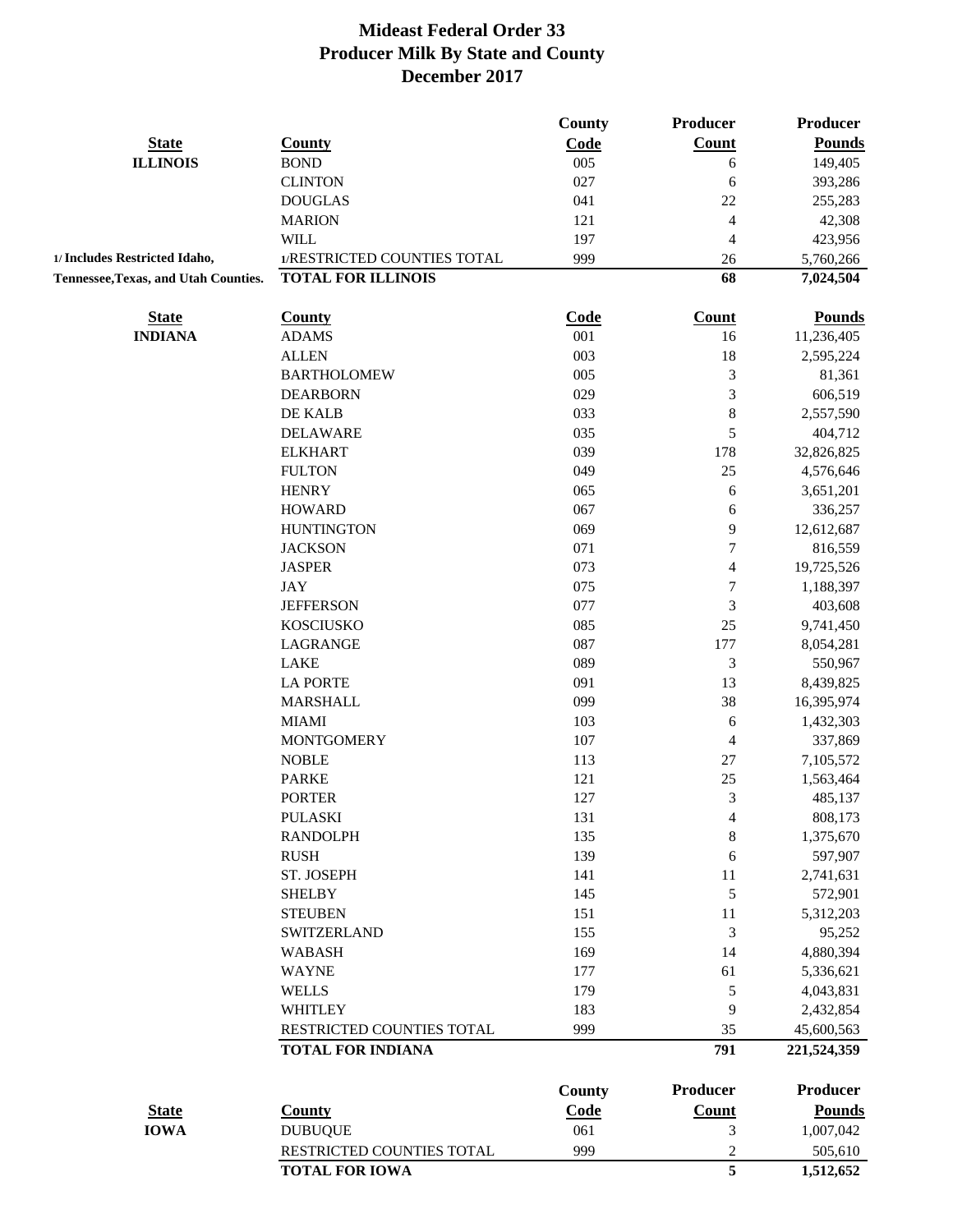# Mideast Federal Order 33
## Producer Milk By State and County
## December 2017

| State | County | County Code | Producer Count | Producer Pounds |
|---|---|---|---|---|
| **ILLINOIS** | BOND | 005 | 6 | 149,405 |
| | CLINTON | 027 | 6 | 393,286 |
| | DOUGLAS | 041 | 22 | 255,283 |
| | MARION | 121 | 4 | 42,308 |
| | WILL | 197 | 4 | 423,956 |
| **1/ Includes Restricted Idaho,** | 1/RESTRICTED COUNTIES TOTAL | 999 | 26 | 5,760,266 |
| **Tennessee,Texas, and Utah Counties.** | **TOTAL FOR ILLINOIS** | | **68** | **7,024,504** |

| State | County | Code | Count | Pounds |
|---|---|---|---|---|
| **INDIANA** | ADAMS | 001 | 16 | 11,236,405 |
| | ALLEN | 003 | 18 | 2,595,224 |
| | BARTHOLOMEW | 005 | 3 | 81,361 |
| | DEARBORN | 029 | 3 | 606,519 |
| | DE KALB | 033 | 8 | 2,557,590 |
| | DELAWARE | 035 | 5 | 404,712 |
| | ELKHART | 039 | 178 | 32,826,825 |
| | FULTON | 049 | 25 | 4,576,646 |
| | HENRY | 065 | 6 | 3,651,201 |
| | HOWARD | 067 | 6 | 336,257 |
| | HUNTINGTON | 069 | 9 | 12,612,687 |
| | JACKSON | 071 | 7 | 816,559 |
| | JASPER | 073 | 4 | 19,725,526 |
| | JAY | 075 | 7 | 1,188,397 |
| | JEFFERSON | 077 | 3 | 403,608 |
| | KOSCIUSKO | 085 | 25 | 9,741,450 |
| | LAGRANGE | 087 | 177 | 8,054,281 |
| | LAKE | 089 | 3 | 550,967 |
| | LA PORTE | 091 | 13 | 8,439,825 |
| | MARSHALL | 099 | 38 | 16,395,974 |
| | MIAMI | 103 | 6 | 1,432,303 |
| | MONTGOMERY | 107 | 4 | 337,869 |
| | NOBLE | 113 | 27 | 7,105,572 |
| | PARKE | 121 | 25 | 1,563,464 |
| | PORTER | 127 | 3 | 485,137 |
| | PULASKI | 131 | 4 | 808,173 |
| | RANDOLPH | 135 | 8 | 1,375,670 |
| | RUSH | 139 | 6 | 597,907 |
| | ST. JOSEPH | 141 | 11 | 2,741,631 |
| | SHELBY | 145 | 5 | 572,901 |
| | STEUBEN | 151 | 11 | 5,312,203 |
| | SWITZERLAND | 155 | 3 | 95,252 |
| | WABASH | 169 | 14 | 4,880,394 |
| | WAYNE | 177 | 61 | 5,336,621 |
| | WELLS | 179 | 5 | 4,043,831 |
| | WHITLEY | 183 | 9 | 2,432,854 |
| | RESTRICTED COUNTIES TOTAL | 999 | 35 | 45,600,563 |
| | **TOTAL FOR INDIANA** | | **791** | **221,524,359** |

| State | County | County Code | Producer Count | Producer Pounds |
|---|---|---|---|---|
| **IOWA** | DUBUQUE | 061 | 3 | 1,007,042 |
| | RESTRICTED COUNTIES TOTAL | 999 | 2 | 505,610 |
| | **TOTAL FOR IOWA** | | **5** | **1,512,652** |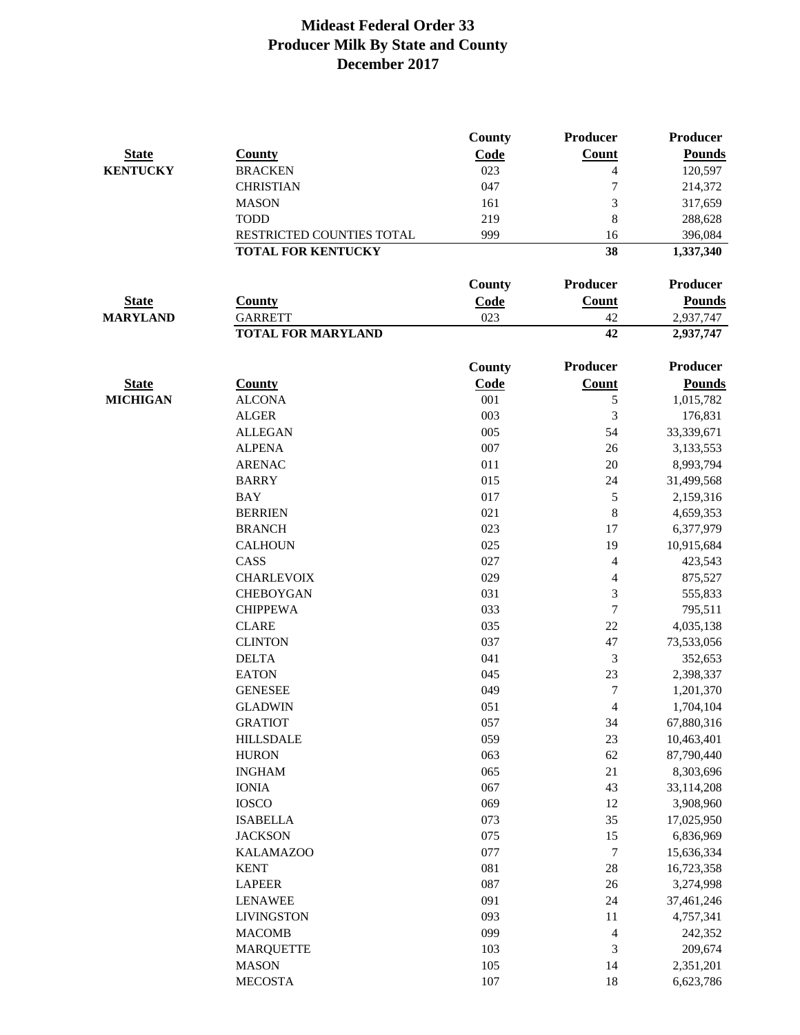# Mideast Federal Order 33
## Producer Milk By State and County
## December 2017

| State | County | County Code | Producer Count | Producer Pounds |
|---|---|---|---|---|
| KENTUCKY | BRACKEN | 023 | 4 | 120,597 |
| | CHRISTIAN | 047 | 7 | 214,372 |
| | MASON | 161 | 3 | 317,659 |
| | TODD | 219 | 8 | 288,628 |
| | RESTRICTED COUNTIES TOTAL | 999 | 16 | 396,084 |
| | **TOTAL FOR KENTUCKY** | | **38** | **1,337,340** |

| State | County | County Code | Producer Count | Producer Pounds |
|---|---|---|---|---|
| MARYLAND | GARRETT | 023 | 42 | 2,937,747 |
| | **TOTAL FOR MARYLAND** | | **42** | **2,937,747** |

| State | County | County Code | Producer Count | Producer Pounds |
|---|---|---|---|---|
| MICHIGAN | ALCONA | 001 | 5 | 1,015,782 |
| | ALGER | 003 | 3 | 176,831 |
| | ALLEGAN | 005 | 54 | 33,339,671 |
| | ALPENA | 007 | 26 | 3,133,553 |
| | ARENAC | 011 | 20 | 8,993,794 |
| | BARRY | 015 | 24 | 31,499,568 |
| | BAY | 017 | 5 | 2,159,316 |
| | BERRIEN | 021 | 8 | 4,659,353 |
| | BRANCH | 023 | 17 | 6,377,979 |
| | CALHOUN | 025 | 19 | 10,915,684 |
| | CASS | 027 | 4 | 423,543 |
| | CHARLEVOIX | 029 | 4 | 875,527 |
| | CHEBOYGAN | 031 | 3 | 555,833 |
| | CHIPPEWA | 033 | 7 | 795,511 |
| | CLARE | 035 | 22 | 4,035,138 |
| | CLINTON | 037 | 47 | 73,533,056 |
| | DELTA | 041 | 3 | 352,653 |
| | EATON | 045 | 23 | 2,398,337 |
| | GENESEE | 049 | 7 | 1,201,370 |
| | GLADWIN | 051 | 4 | 1,704,104 |
| | GRATIOT | 057 | 34 | 67,880,316 |
| | HILLSDALE | 059 | 23 | 10,463,401 |
| | HURON | 063 | 62 | 87,790,440 |
| | INGHAM | 065 | 21 | 8,303,696 |
| | IONIA | 067 | 43 | 33,114,208 |
| | IOSCO | 069 | 12 | 3,908,960 |
| | ISABELLA | 073 | 35 | 17,025,950 |
| | JACKSON | 075 | 15 | 6,836,969 |
| | KALAMAZOO | 077 | 7 | 15,636,334 |
| | KENT | 081 | 28 | 16,723,358 |
| | LAPEER | 087 | 26 | 3,274,998 |
| | LENAWEE | 091 | 24 | 37,461,246 |
| | LIVINGSTON | 093 | 11 | 4,757,341 |
| | MACOMB | 099 | 4 | 242,352 |
| | MARQUETTE | 103 | 3 | 209,674 |
| | MASON | 105 | 14 | 2,351,201 |
| | MECOSTA | 107 | 18 | 6,623,786 |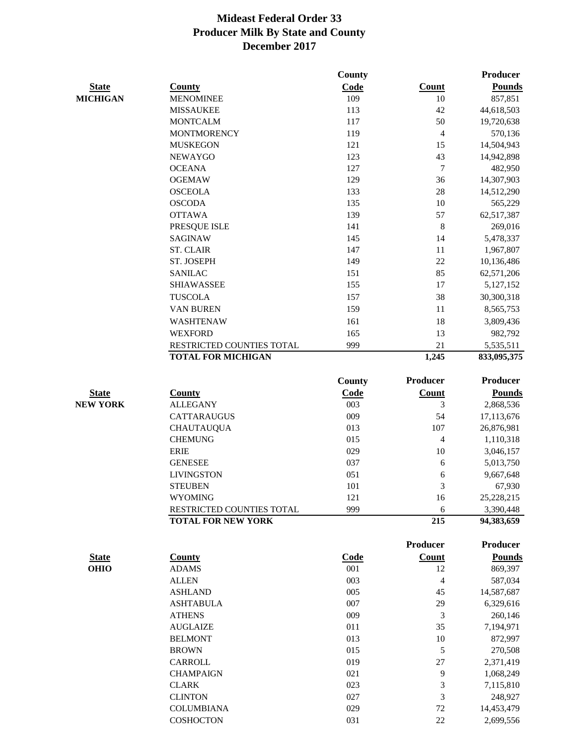# Mideast Federal Order 33
## Producer Milk By State and County
## December 2017

| State | County | County Code | Count | Producer Pounds |
|---|---|---|---|---|
| **MICHIGAN** | MENOMINEE | 109 | 10 | 857,851 |
| | MISSAUKEE | 113 | 42 | 44,618,503 |
| | MONTCALM | 117 | 50 | 19,720,638 |
| | MONTMORENCY | 119 | 4 | 570,136 |
| | MUSKEGON | 121 | 15 | 14,504,943 |
| | NEWAYGO | 123 | 43 | 14,942,898 |
| | OCEANA | 127 | 7 | 482,950 |
| | OGEMAW | 129 | 36 | 14,307,903 |
| | OSCEOLA | 133 | 28 | 14,512,290 |
| | OSCODA | 135 | 10 | 565,229 |
| | OTTAWA | 139 | 57 | 62,517,387 |
| | PRESQUE ISLE | 141 | 8 | 269,016 |
| | SAGINAW | 145 | 14 | 5,478,337 |
| | ST. CLAIR | 147 | 11 | 1,967,807 |
| | ST. JOSEPH | 149 | 22 | 10,136,486 |
| | SANILAC | 151 | 85 | 62,571,206 |
| | SHIAWASSEE | 155 | 17 | 5,127,152 |
| | TUSCOLA | 157 | 38 | 30,300,318 |
| | VAN BUREN | 159 | 11 | 8,565,753 |
| | WASHTENAW | 161 | 18 | 3,809,436 |
| | WEXFORD | 165 | 13 | 982,792 |
| | RESTRICTED COUNTIES TOTAL | 999 | 21 | 5,535,511 |
| | **TOTAL FOR MICHIGAN** | | **1,245** | **833,095,375** |

| State | County | County Code | Producer Count | Producer Pounds |
|---|---|---|---|---|
| **NEW YORK** | ALLEGANY | 003 | 3 | 2,868,536 |
| | CATTARAUGUS | 009 | 54 | 17,113,676 |
| | CHAUTAUQUA | 013 | 107 | 26,876,981 |
| | CHEMUNG | 015 | 4 | 1,110,318 |
| | ERIE | 029 | 10 | 3,046,157 |
| | GENESEE | 037 | 6 | 5,013,750 |
| | LIVINGSTON | 051 | 6 | 9,667,648 |
| | STEUBEN | 101 | 3 | 67,930 |
| | WYOMING | 121 | 16 | 25,228,215 |
| | RESTRICTED COUNTIES TOTAL | 999 | 6 | 3,390,448 |
| | **TOTAL FOR NEW YORK** | | **215** | **94,383,659** |

| State | County | Code | Producer Count | Producer Pounds |
|---|---|---|---|---|
| **OHIO** | ADAMS | 001 | 12 | 869,397 |
| | ALLEN | 003 | 4 | 587,034 |
| | ASHLAND | 005 | 45 | 14,587,687 |
| | ASHTABULA | 007 | 29 | 6,329,616 |
| | ATHENS | 009 | 3 | 260,146 |
| | AUGLAIZE | 011 | 35 | 7,194,971 |
| | BELMONT | 013 | 10 | 872,997 |
| | BROWN | 015 | 5 | 270,508 |
| | CARROLL | 019 | 27 | 2,371,419 |
| | CHAMPAIGN | 021 | 9 | 1,068,249 |
| | CLARK | 023 | 3 | 7,115,810 |
| | CLINTON | 027 | 3 | 248,927 |
| | COLUMBIANA | 029 | 72 | 14,453,479 |
| | COSHOCTON | 031 | 22 | 2,699,556 |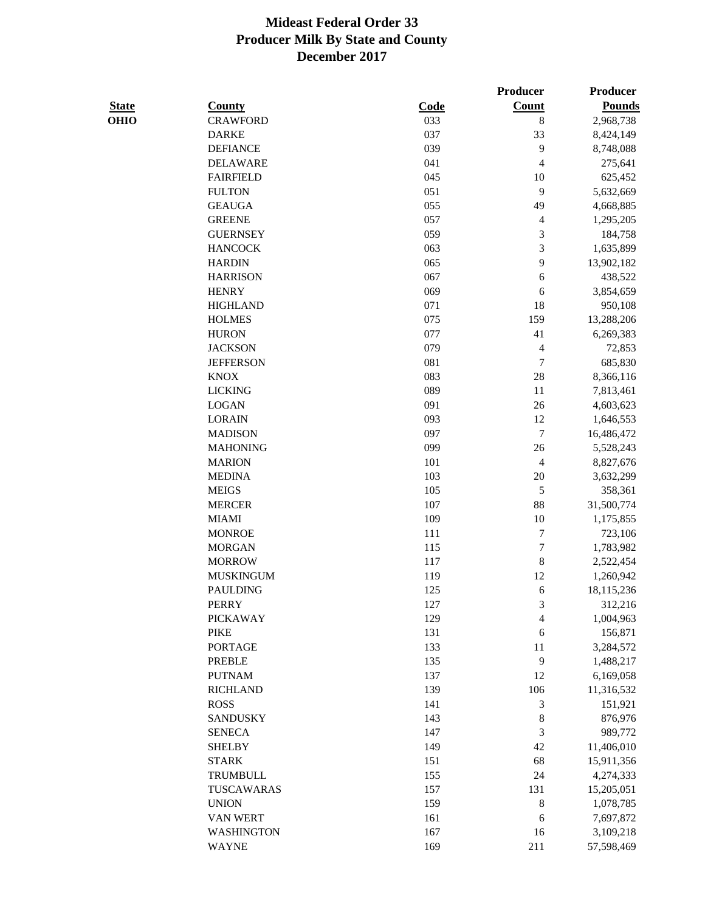# Mideast Federal Order 33
## Producer Milk By State and County
## December 2017

| State | County | Code | Producer Count | Producer Pounds |
|---|---|---|---|---|
| OHIO | CRAWFORD | 033 | 8 | 2,968,738 |
| | DARKE | 037 | 33 | 8,424,149 |
| | DEFIANCE | 039 | 9 | 8,748,088 |
| | DELAWARE | 041 | 4 | 275,641 |
| | FAIRFIELD | 045 | 10 | 625,452 |
| | FULTON | 051 | 9 | 5,632,669 |
| | GEAUGA | 055 | 49 | 4,668,885 |
| | GREENE | 057 | 4 | 1,295,205 |
| | GUERNSEY | 059 | 3 | 184,758 |
| | HANCOCK | 063 | 3 | 1,635,899 |
| | HARDIN | 065 | 9 | 13,902,182 |
| | HARRISON | 067 | 6 | 438,522 |
| | HENRY | 069 | 6 | 3,854,659 |
| | HIGHLAND | 071 | 18 | 950,108 |
| | HOLMES | 075 | 159 | 13,288,206 |
| | HURON | 077 | 41 | 6,269,383 |
| | JACKSON | 079 | 4 | 72,853 |
| | JEFFERSON | 081 | 7 | 685,830 |
| | KNOX | 083 | 28 | 8,366,116 |
| | LICKING | 089 | 11 | 7,813,461 |
| | LOGAN | 091 | 26 | 4,603,623 |
| | LORAIN | 093 | 12 | 1,646,553 |
| | MADISON | 097 | 7 | 16,486,472 |
| | MAHONING | 099 | 26 | 5,528,243 |
| | MARION | 101 | 4 | 8,827,676 |
| | MEDINA | 103 | 20 | 3,632,299 |
| | MEIGS | 105 | 5 | 358,361 |
| | MERCER | 107 | 88 | 31,500,774 |
| | MIAMI | 109 | 10 | 1,175,855 |
| | MONROE | 111 | 7 | 723,106 |
| | MORGAN | 115 | 7 | 1,783,982 |
| | MORROW | 117 | 8 | 2,522,454 |
| | MUSKINGUM | 119 | 12 | 1,260,942 |
| | PAULDING | 125 | 6 | 18,115,236 |
| | PERRY | 127 | 3 | 312,216 |
| | PICKAWAY | 129 | 4 | 1,004,963 |
| | PIKE | 131 | 6 | 156,871 |
| | PORTAGE | 133 | 11 | 3,284,572 |
| | PREBLE | 135 | 9 | 1,488,217 |
| | PUTNAM | 137 | 12 | 6,169,058 |
| | RICHLAND | 139 | 106 | 11,316,532 |
| | ROSS | 141 | 3 | 151,921 |
| | SANDUSKY | 143 | 8 | 876,976 |
| | SENECA | 147 | 3 | 989,772 |
| | SHELBY | 149 | 42 | 11,406,010 |
| | STARK | 151 | 68 | 15,911,356 |
| | TRUMBULL | 155 | 24 | 4,274,333 |
| | TUSCAWARAS | 157 | 131 | 15,205,051 |
| | UNION | 159 | 8 | 1,078,785 |
| | VAN WERT | 161 | 6 | 7,697,872 |
| | WASHINGTON | 167 | 16 | 3,109,218 |
| | WAYNE | 169 | 211 | 57,598,469 |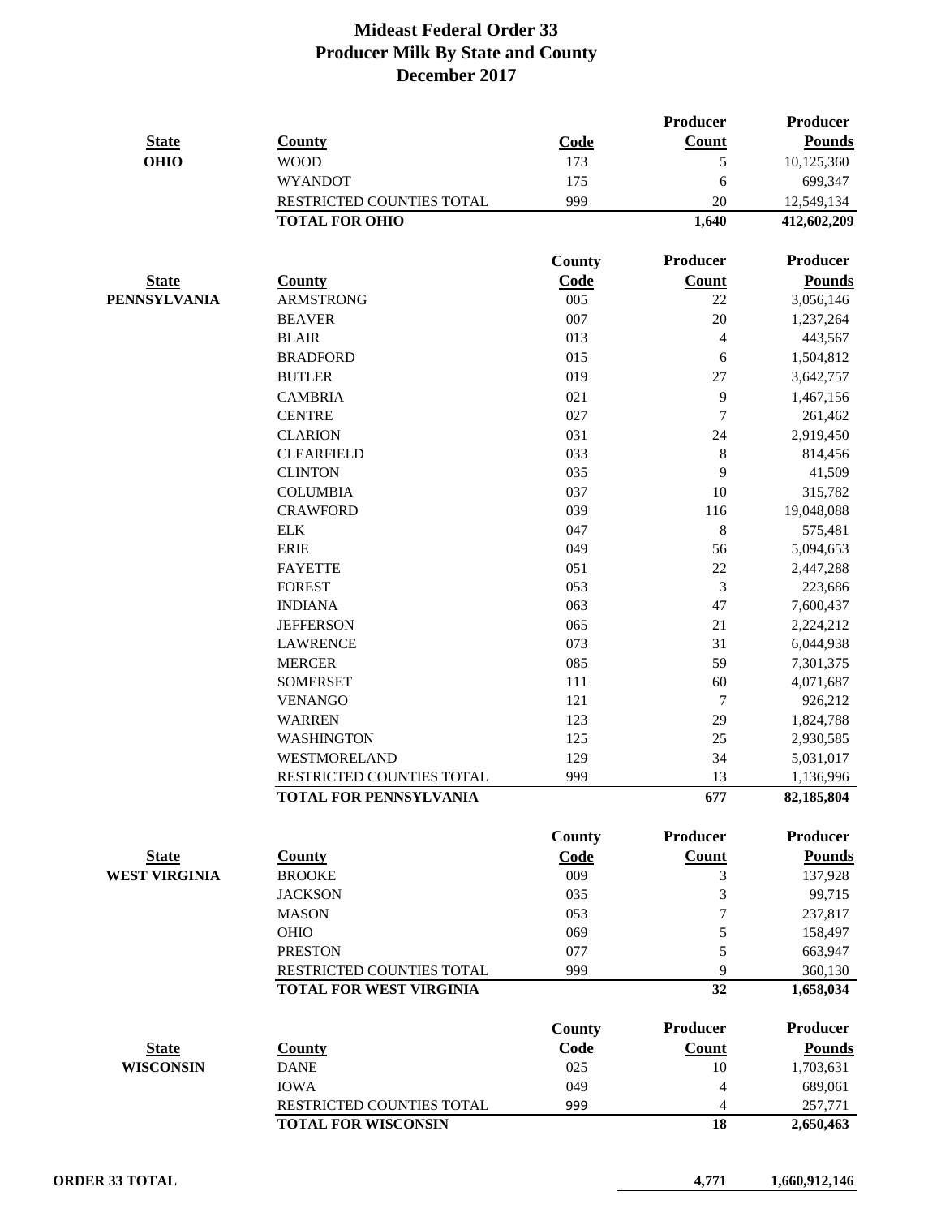# Mideast Federal Order 33
# Producer Milk By State and County
# December 2017

| State | County | Code | Producer Count | Producer Pounds |
|---|---|---|---|---|
| OHIO | WOOD | 173 | 5 | 10,125,360 |
| | WYANDOT | 175 | 6 | 699,347 |
| | RESTRICTED COUNTIES TOTAL | 999 | 20 | 12,549,134 |
| | **TOTAL FOR OHIO** | | **1,640** | **412,602,209** |

| State | County | County Code | Producer Count | Producer Pounds |
|---|---|---|---|---|
| PENNSYLVANIA | ARMSTRONG | 005 | 22 | 3,056,146 |
| | BEAVER | 007 | 20 | 1,237,264 |
| | BLAIR | 013 | 4 | 443,567 |
| | BRADFORD | 015 | 6 | 1,504,812 |
| | BUTLER | 019 | 27 | 3,642,757 |
| | CAMBRIA | 021 | 9 | 1,467,156 |
| | CENTRE | 027 | 7 | 261,462 |
| | CLARION | 031 | 24 | 2,919,450 |
| | CLEARFIELD | 033 | 8 | 814,456 |
| | CLINTON | 035 | 9 | 41,509 |
| | COLUMBIA | 037 | 10 | 315,782 |
| | CRAWFORD | 039 | 116 | 19,048,088 |
| | ELK | 047 | 8 | 575,481 |
| | ERIE | 049 | 56 | 5,094,653 |
| | FAYETTE | 051 | 22 | 2,447,288 |
| | FOREST | 053 | 3 | 223,686 |
| | INDIANA | 063 | 47 | 7,600,437 |
| | JEFFERSON | 065 | 21 | 2,224,212 |
| | LAWRENCE | 073 | 31 | 6,044,938 |
| | MERCER | 085 | 59 | 7,301,375 |
| | SOMERSET | 111 | 60 | 4,071,687 |
| | VENANGO | 121 | 7 | 926,212 |
| | WARREN | 123 | 29 | 1,824,788 |
| | WASHINGTON | 125 | 25 | 2,930,585 |
| | WESTMORELAND | 129 | 34 | 5,031,017 |
| | RESTRICTED COUNTIES TOTAL | 999 | 13 | 1,136,996 |
| | **TOTAL FOR PENNSYLVANIA** | | **677** | **82,185,804** |

| State | County | County Code | Producer Count | Producer Pounds |
|---|---|---|---|---|
| WEST VIRGINIA | BROOKE | 009 | 3 | 137,928 |
| | JACKSON | 035 | 3 | 99,715 |
| | MASON | 053 | 7 | 237,817 |
| | OHIO | 069 | 5 | 158,497 |
| | PRESTON | 077 | 5 | 663,947 |
| | RESTRICTED COUNTIES TOTAL | 999 | 9 | 360,130 |
| | **TOTAL FOR WEST VIRGINIA** | | **32** | **1,658,034** |

| State | County | County Code | Producer Count | Producer Pounds |
|---|---|---|---|---|
| WISCONSIN | DANE | 025 | 10 | 1,703,631 |
| | IOWA | 049 | 4 | 689,061 |
| | RESTRICTED COUNTIES TOTAL | 999 | 4 | 257,771 |
| | **TOTAL FOR WISCONSIN** | | **18** | **2,650,463** |

| | | | | |
|---|---|---|---|---|
| **ORDER 33 TOTAL** | | | **4,771** | **1,660,912,146** |